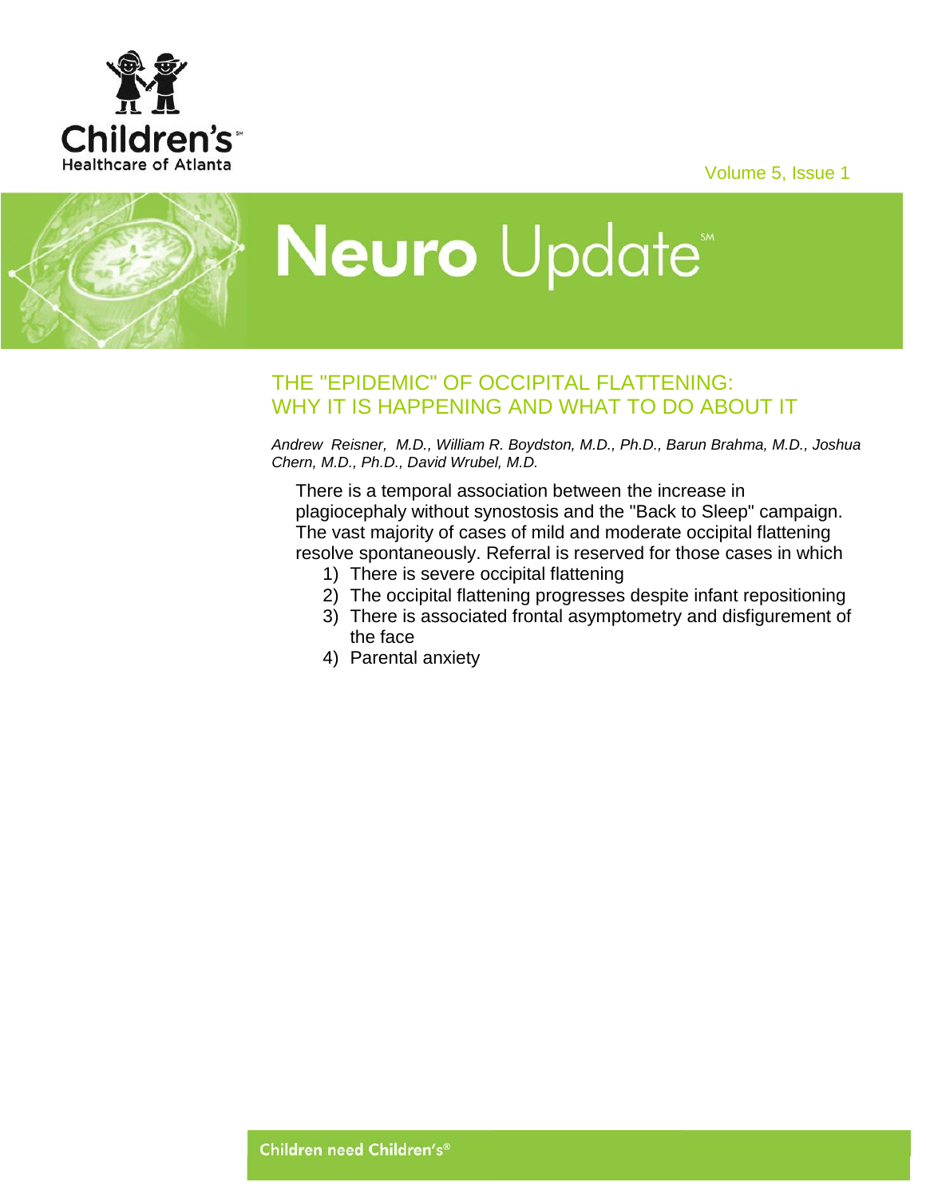# Neuro Update

## THE "EPIDEMIC" OF OCCIPITAL FLATTENING: WHY IT IS HAPPENING AND WHAT TO DO ABOUT IT

*Andrew Reisner, M.D., William R. Boydston, M.D., Ph.D., Barun Brahma, M.D., Joshua Chern, M.D., Ph.D., David Wrubel, M.D.*

There is a temporal association between the increase in plagiocephaly without synostosis and the "Back to Sleep" campaign. The vast majority of cases of mild and moderate occipital flattening resolve spontaneously. Referral is reserved for those cases in which

1) There is severe occipital flattening
2) The occipital flattening progresses despite infant repositioning
3) There is associated frontal asymptometry and disfigurement of the face
4) Parental anxiety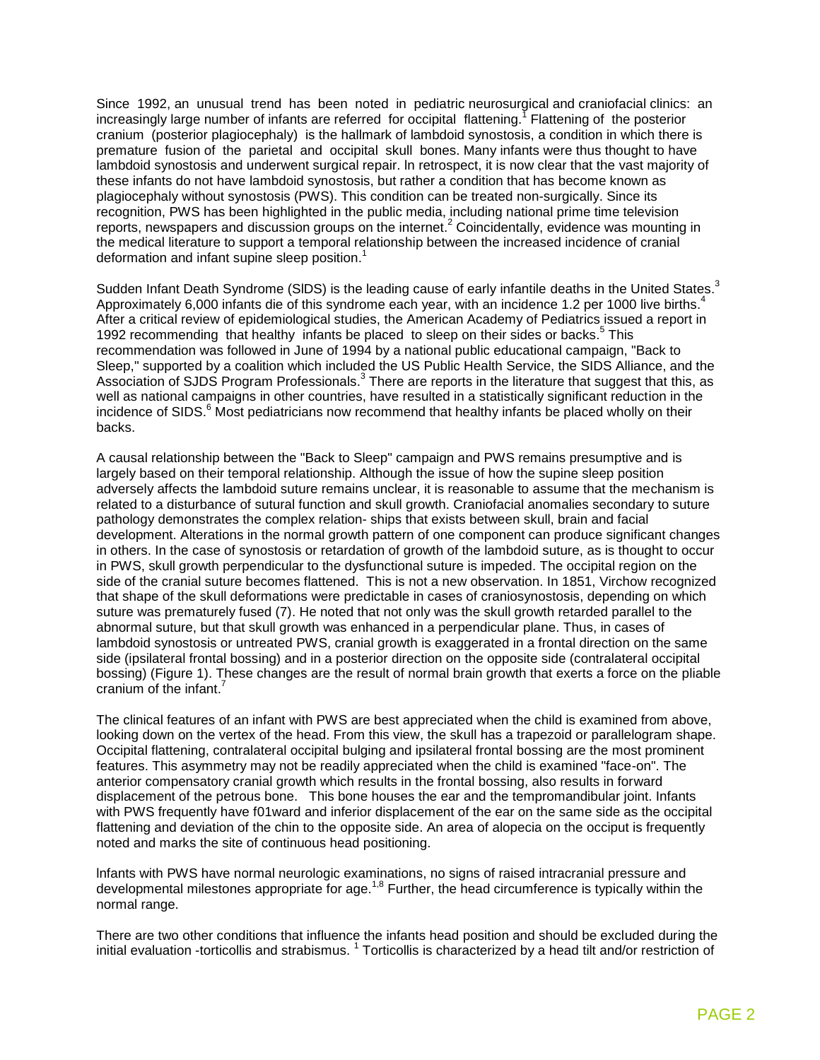Since 1992, an unusual trend has been noted in pediatric neurosurgical and craniofacial clinics: an increasingly large number of infants are referred for occipital flattening.[1] Flattening of the posterior cranium (posterior plagiocephaly) is the hallmark of lambdoid synostosis, a condition in which there is premature fusion of the parietal and occipital skull bones. Many infants were thus thought to have lambdoid synostosis and underwent surgical repair. In retrospect, it is now clear that the vast majority of these infants do not have lambdoid synostosis, but rather a condition that has become known as plagiocephaly without synostosis (PWS). This condition can be treated non-surgically. Since its recognition, PWS has been highlighted in the public media, including national prime time television reports, newspapers and discussion groups on the internet.[2] Coincidentally, evidence was mounting in the medical literature to support a temporal relationship between the increased incidence of cranial deformation and infant supine sleep position.[1]

Sudden Infant Death Syndrome (SIDS) is the leading cause of early infantile deaths in the United States.[3] Approximately 6,000 infants die of this syndrome each year, with an incidence 1.2 per 1000 live births.[4] After a critical review of epidemiological studies, the American Academy of Pediatrics issued a report in 1992 recommending that healthy infants be placed to sleep on their sides or backs.[5] This recommendation was followed in June of 1994 by a national public educational campaign, "Back to Sleep," supported by a coalition which included the US Public Health Service, the SIDS Alliance, and the Association of SJDS Program Professionals.[3] There are reports in the literature that suggest that this, as well as national campaigns in other countries, have resulted in a statistically significant reduction in the incidence of SIDS.[6] Most pediatricians now recommend that healthy infants be placed wholly on their backs.

A causal relationship between the "Back to Sleep" campaign and PWS remains presumptive and is largely based on their temporal relationship. Although the issue of how the supine sleep position adversely affects the lambdoid suture remains unclear, it is reasonable to assume that the mechanism is related to a disturbance of sutural function and skull growth. Craniofacial anomalies secondary to suture pathology demonstrates the complex relation- ships that exists between skull, brain and facial development. Alterations in the normal growth pattern of one component can produce significant changes in others. In the case of synostosis or retardation of growth of the lambdoid suture, as is thought to occur in PWS, skull growth perpendicular to the dysfunctional suture is impeded. The occipital region on the side of the cranial suture becomes flattened. This is not a new observation. In 1851, Virchow recognized that shape of the skull deformations were predictable in cases of craniosynostosis, depending on which suture was prematurely fused (7). He noted that not only was the skull growth retarded parallel to the abnormal suture, but that skull growth was enhanced in a perpendicular plane. Thus, in cases of lambdoid synostosis or untreated PWS, cranial growth is exaggerated in a frontal direction on the same side (ipsilateral frontal bossing) and in a posterior direction on the opposite side (contralateral occipital bossing) (Figure 1). These changes are the result of normal brain growth that exerts a force on the pliable cranium of the infant.[7]

The clinical features of an infant with PWS are best appreciated when the child is examined from above, looking down on the vertex of the head. From this view, the skull has a trapezoid or parallelogram shape. Occipital flattening, contralateral occipital bulging and ipsilateral frontal bossing are the most prominent features. This asymmetry may not be readily appreciated when the child is examined "face-on". The anterior compensatory cranial growth which results in the frontal bossing, also results in forward displacement of the petrous bone. This bone houses the ear and the tempromandibular joint. Infants with PWS frequently have f01ward and inferior displacement of the ear on the same side as the occipital flattening and deviation of the chin to the opposite side. An area of alopecia on the occiput is frequently noted and marks the site of continuous head positioning.

lnfants with PWS have normal neurologic examinations, no signs of raised intracranial pressure and developmental milestones appropriate for age.[1,8] Further, the head circumference is typically within the normal range.

There are two other conditions that influence the infants head position and should be excluded during the initial evaluation -torticollis and strabismus. [1] Torticollis is characterized by a head tilt and/or restriction of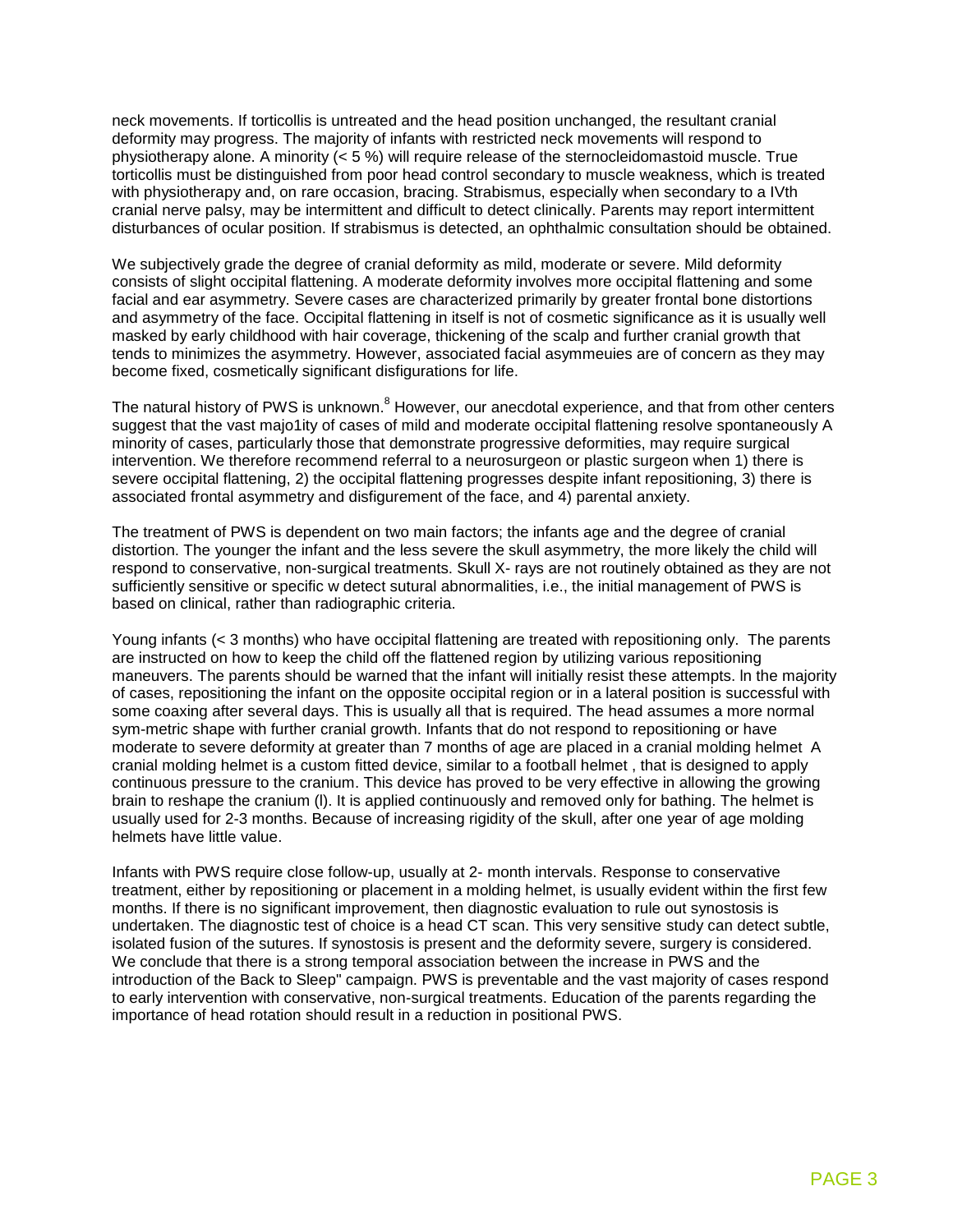neck movements. If torticollis is untreated and the head position unchanged, the resultant cranial deformity may progress. The majority of infants with restricted neck movements will respond to physiotherapy alone. A minority (< 5 %) will require release of the sternocleidomastoid muscle. True torticollis must be distinguished from poor head control secondary to muscle weakness, which is treated with physiotherapy and, on rare occasion, bracing. Strabismus, especially when secondary to a IVth cranial nerve palsy, may be intermittent and difficult to detect clinically. Parents may report intermittent disturbances of ocular position. If strabismus is detected, an ophthalmic consultation should be obtained.

We subjectively grade the degree of cranial deformity as mild, moderate or severe. Mild deformity consists of slight occipital flattening. A moderate deformity involves more occipital flattening and some facial and ear asymmetry. Severe cases are characterized primarily by greater frontal bone distortions and asymmetry of the face. Occipital flattening in itself is not of cosmetic significance as it is usually well masked by early childhood with hair coverage, thickening of the scalp and further cranial growth that tends to minimizes the asymmetry. However, associated facial asymmeuies are of concern as they may become fixed, cosmetically significant disfigurations for life.

The natural history of PWS is unknown.[8] However, our anecdotal experience, and that from other centers suggest that the vast majo1ity of cases of mild and moderate occipital flattening resolve spontaneously A minority of cases, particularly those that demonstrate progressive deformities, may require surgical intervention. We therefore recommend referral to a neurosurgeon or plastic surgeon when 1) there is severe occipital flattening, 2) the occipital flattening progresses despite infant repositioning, 3) there is associated frontal asymmetry and disfigurement of the face, and 4) parental anxiety.

The treatment of PWS is dependent on two main factors; the infants age and the degree of cranial distortion. The younger the infant and the less severe the skull asymmetry, the more likely the child will respond to conservative, non-surgical treatments. Skull X- rays are not routinely obtained as they are not sufficiently sensitive or specific w detect sutural abnormalities, i.e., the initial management of PWS is based on clinical, rather than radiographic criteria.

Young infants (< 3 months) who have occipital flattening are treated with repositioning only. The parents are instructed on how to keep the child off the flattened region by utilizing various repositioning maneuvers. The parents should be warned that the infant will initially resist these attempts. ln the majority of cases, repositioning the infant on the opposite occipital region or in a lateral position is successful with some coaxing after several days. This is usually all that is required. The head assumes a more normal sym-metric shape with further cranial growth. Infants that do not respond to repositioning or have moderate to severe deformity at greater than 7 months of age are placed in a cranial molding helmet A cranial molding helmet is a custom fitted device, similar to a football helmet , that is designed to apply continuous pressure to the cranium. This device has proved to be very effective in allowing the growing brain to reshape the cranium (l). It is applied continuously and removed only for bathing. The helmet is usually used for 2-3 months. Because of increasing rigidity of the skull, after one year of age molding helmets have little value.

Infants with PWS require close follow-up, usually at 2- month intervals. Response to conservative treatment, either by repositioning or placement in a molding helmet, is usually evident within the first few months. If there is no significant improvement, then diagnostic evaluation to rule out synostosis is undertaken. The diagnostic test of choice is a head CT scan. This very sensitive study can detect subtle, isolated fusion of the sutures. If synostosis is present and the deformity severe, surgery is considered. We conclude that there is a strong temporal association between the increase in PWS and the introduction of the Back to Sleep" campaign. PWS is preventable and the vast majority of cases respond to early intervention with conservative, non-surgical treatments. Education of the parents regarding the importance of head rotation should result in a reduction in positional PWS.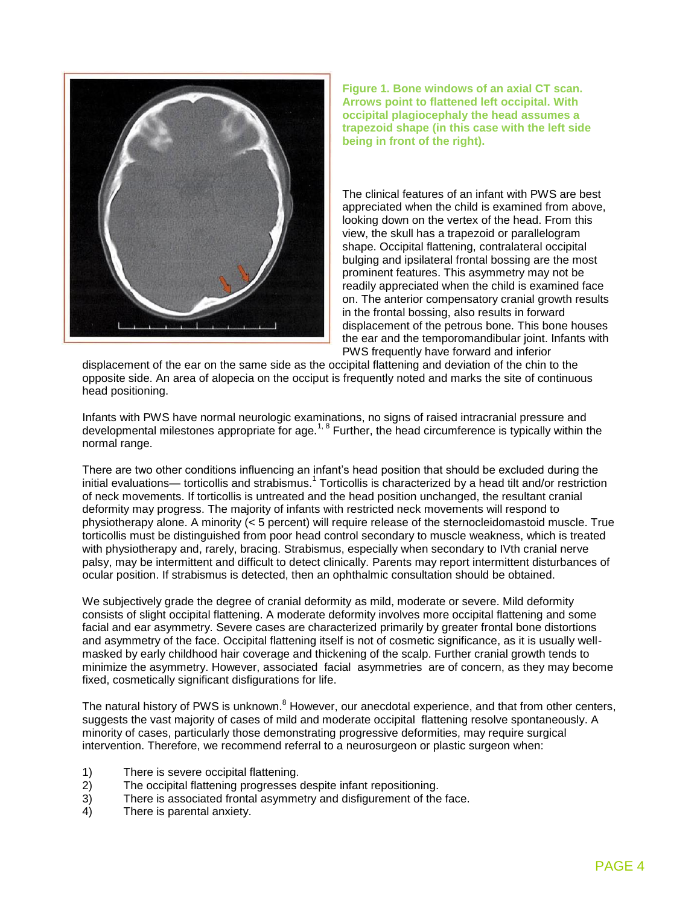**Figure 1. Bone windows of an axial CT scan. Arrows point to flattened left occipital. With occipital plagiocephaly the head assumes a trapezoid shape (in this case with the left side being in front of the right).**

The clinical features of an infant with PWS are best appreciated when the child is examined from above, looking down on the vertex of the head. From this view, the skull has a trapezoid or parallelogram shape. Occipital flattening, contralateral occipital bulging and ipsilateral frontal bossing are the most prominent features. This asymmetry may not be readily appreciated when the child is examined face on. The anterior compensatory cranial growth results in the frontal bossing, also results in forward displacement of the petrous bone. This bone houses the ear and the temporomandibular joint. Infants with PWS frequently have forward and inferior displacement of the ear on the same side as the occipital flattening and deviation of the chin to the opposite side. An area of alopecia on the occiput is frequently noted and marks the site of continuous head positioning.

Infants with PWS have normal neurologic examinations, no signs of raised intracranial pressure and developmental milestones appropriate for age.[1, 8] Further, the head circumference is typically within the normal range.

There are two other conditions influencing an infant's head position that should be excluded during the initial evaluations— torticollis and strabismus.[1] Torticollis is characterized by a head tilt and/or restriction of neck movements. If torticollis is untreated and the head position unchanged, the resultant cranial deformity may progress. The majority of infants with restricted neck movements will respond to physiotherapy alone. A minority (< 5 percent) will require release of the sternocleidomastoid muscle. True torticollis must be distinguished from poor head control secondary to muscle weakness, which is treated with physiotherapy and, rarely, bracing. Strabismus, especially when secondary to IVth cranial nerve palsy, may be intermittent and difficult to detect clinically. Parents may report intermittent disturbances of ocular position. If strabismus is detected, then an ophthalmic consultation should be obtained.

We subjectively grade the degree of cranial deformity as mild, moderate or severe. Mild deformity consists of slight occipital flattening. A moderate deformity involves more occipital flattening and some facial and ear asymmetry. Severe cases are characterized primarily by greater frontal bone distortions and asymmetry of the face. Occipital flattening itself is not of cosmetic significance, as it is usually well-masked by early childhood hair coverage and thickening of the scalp. Further cranial growth tends to minimize the asymmetry. However, associated facial asymmetries are of concern, as they may become fixed, cosmetically significant disfigurations for life.

The natural history of PWS is unknown.[8] However, our anecdotal experience, and that from other centers, suggests the vast majority of cases of mild and moderate occipital flattening resolve spontaneously. A minority of cases, particularly those demonstrating progressive deformities, may require surgical intervention. Therefore, we recommend referral to a neurosurgeon or plastic surgeon when:

1) There is severe occipital flattening.
2) The occipital flattening progresses despite infant repositioning.
3) There is associated frontal asymmetry and disfigurement of the face.
4) There is parental anxiety.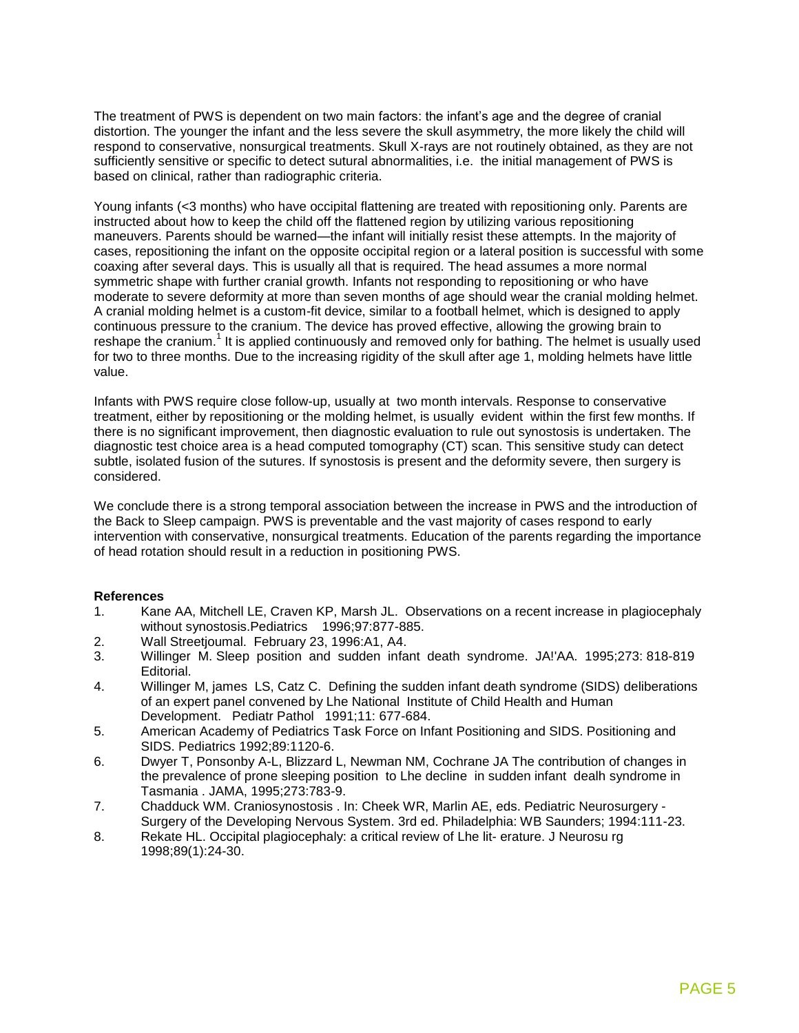The treatment of PWS is dependent on two main factors: the infant's age and the degree of cranial distortion. The younger the infant and the less severe the skull asymmetry, the more likely the child will respond to conservative, nonsurgical treatments. Skull X-rays are not routinely obtained, as they are not sufficiently sensitive or specific to detect sutural abnormalities, i.e. the initial management of PWS is based on clinical, rather than radiographic criteria.

Young infants (<3 months) who have occipital flattening are treated with repositioning only. Parents are instructed about how to keep the child off the flattened region by utilizing various repositioning maneuvers. Parents should be warned—the infant will initially resist these attempts. In the majority of cases, repositioning the infant on the opposite occipital region or a lateral position is successful with some coaxing after several days. This is usually all that is required. The head assumes a more normal symmetric shape with further cranial growth. Infants not responding to repositioning or who have moderate to severe deformity at more than seven months of age should wear the cranial molding helmet. A cranial molding helmet is a custom-fit device, similar to a football helmet, which is designed to apply continuous pressure to the cranium. The device has proved effective, allowing the growing brain to reshape the cranium.[1] It is applied continuously and removed only for bathing. The helmet is usually used for two to three months. Due to the increasing rigidity of the skull after age 1, molding helmets have little value.

Infants with PWS require close follow-up, usually at two month intervals. Response to conservative treatment, either by repositioning or the molding helmet, is usually evident within the first few months. If there is no significant improvement, then diagnostic evaluation to rule out synostosis is undertaken. The diagnostic test choice area is a head computed tomography (CT) scan. This sensitive study can detect subtle, isolated fusion of the sutures. If synostosis is present and the deformity severe, then surgery is considered.

We conclude there is a strong temporal association between the increase in PWS and the introduction of the Back to Sleep campaign. PWS is preventable and the vast majority of cases respond to early intervention with conservative, nonsurgical treatments. Education of the parents regarding the importance of head rotation should result in a reduction in positioning PWS.

**References**

1. Kane AA, Mitchell LE, Craven KP, Marsh JL. Observations on a recent increase in plagiocephaly without synostosis.Pediatrics 1996;97:877-885.
2. Wall Streetjoumal. February 23, 1996:A1, A4.
3. Willinger M. Sleep position and sudden infant death syndrome. JA!'AA. 1995;273: 818-819 Editorial.
4. Willinger M, james LS, Catz C. Defining the sudden infant death syndrome (SIDS) deliberations of an expert panel convened by Lhe National Institute of Child Health and Human Development. Pediatr Pathol 1991;11: 677-684.
5. American Academy of Pediatrics Task Force on Infant Positioning and SIDS. Positioning and SIDS. Pediatrics 1992;89:1120-6.
6. Dwyer T, Ponsonby A-L, Blizzard L, Newman NM, Cochrane JA The contribution of changes in the prevalence of prone sleeping position to Lhe decline in sudden infant dealh syndrome in Tasmania . JAMA, 1995;273:783-9.
7. Chadduck WM. Craniosynostosis . In: Cheek WR, Marlin AE, eds. Pediatric Neurosurgery - Surgery of the Developing Nervous System. 3rd ed. Philadelphia: WB Saunders; 1994:111-23.
8. Rekate HL. Occipital plagiocephaly: a critical review of Lhe lit- erature. J Neurosu rg 1998;89(1):24-30.